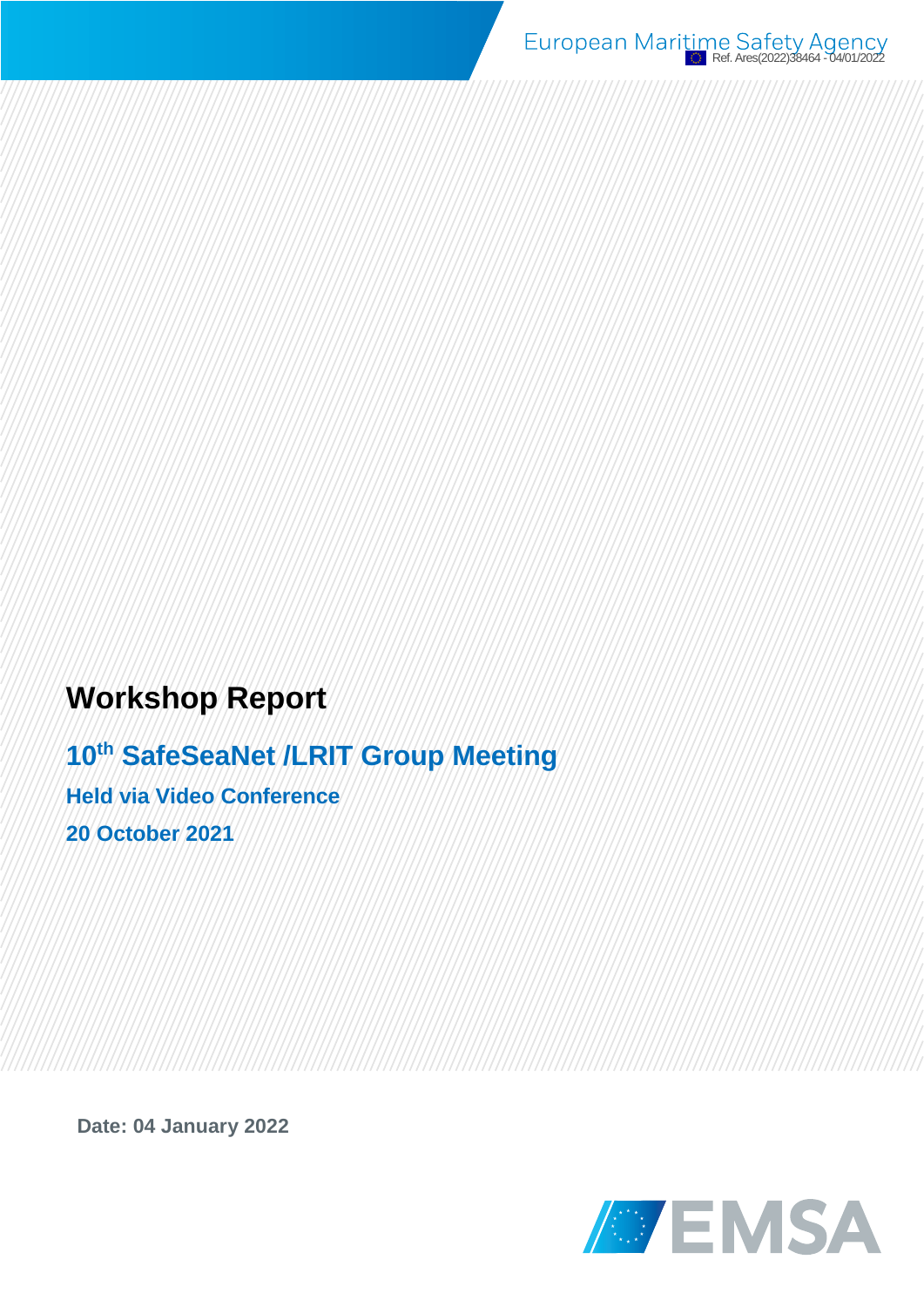European Maritime Safety Agency

Ref. Ares(2022)38464 - 04/01/2022

# Workshop Report

## 10th SafeSeaNet /LRIT Group Meeting

**Held via Video Conference**

**20 October 2021**

**Date: 04 January 2022**

EMSA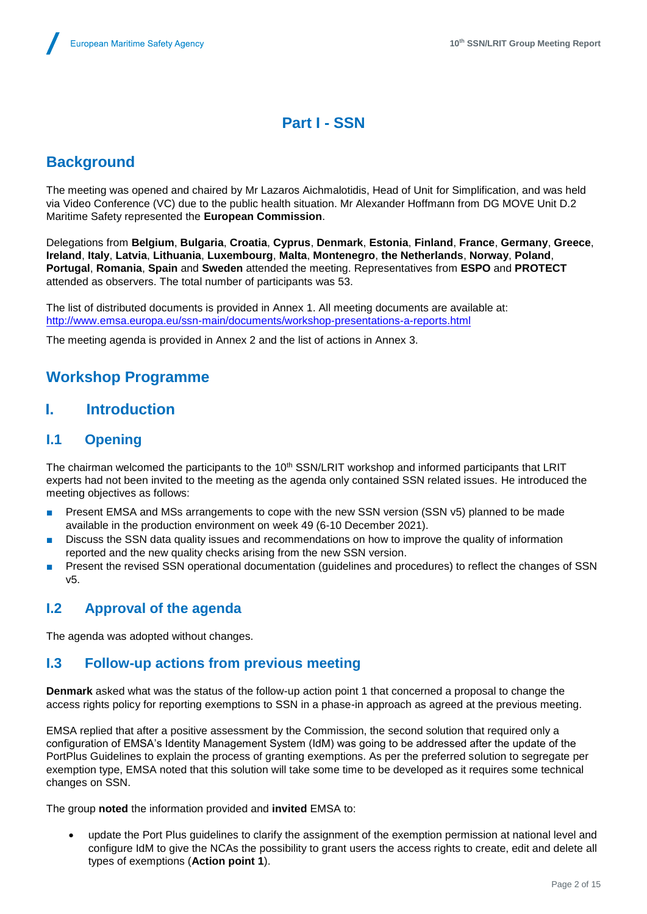# Part I - SSN

## Background

The meeting was opened and chaired by Mr Lazaros Aichmalotidis, Head of Unit for Simplification, and was held via Video Conference (VC) due to the public health situation. Mr Alexander Hoffmann from DG MOVE Unit D.2 Maritime Safety represented the **European Commission**.

Delegations from **Belgium**, **Bulgaria**, **Croatia**, **Cyprus**, **Denmark**, **Estonia**, **Finland**, **France**, **Germany**, **Greece**, **Ireland**, **Italy**, **Latvia**, **Lithuania**, **Luxembourg**, **Malta**, **Montenegro**, **the Netherlands**, **Norway**, **Poland**, **Portugal**, **Romania**, **Spain** and **Sweden** attended the meeting. Representatives from **ESPO** and **PROTECT** attended as observers. The total number of participants was 53.

The list of distributed documents is provided in Annex 1. All meeting documents are available at: http://www.emsa.europa.eu/ssn-main/documents/workshop-presentations-a-reports.html

The meeting agenda is provided in Annex 2 and the list of actions in Annex 3.

## Workshop Programme

## I. Introduction

### I.1 Opening

The chairman welcomed the participants to the 10th SSN/LRIT workshop and informed participants that LRIT experts had not been invited to the meeting as the agenda only contained SSN related issues. He introduced the meeting objectives as follows:

- Present EMSA and MSs arrangements to cope with the new SSN version (SSN v5) planned to be made available in the production environment on week 49 (6-10 December 2021).
- Discuss the SSN data quality issues and recommendations on how to improve the quality of information reported and the new quality checks arising from the new SSN version.
- Present the revised SSN operational documentation (guidelines and procedures) to reflect the changes of SSN v5.

### I.2 Approval of the agenda

The agenda was adopted without changes.

### I.3 Follow-up actions from previous meeting

**Denmark** asked what was the status of the follow-up action point 1 that concerned a proposal to change the access rights policy for reporting exemptions to SSN in a phase-in approach as agreed at the previous meeting.

EMSA replied that after a positive assessment by the Commission, the second solution that required only a configuration of EMSA's Identity Management System (IdM) was going to be addressed after the update of the PortPlus Guidelines to explain the process of granting exemptions. As per the preferred solution to segregate per exemption type, EMSA noted that this solution will take some time to be developed as it requires some technical changes on SSN.

The group **noted** the information provided and **invited** EMSA to:

- update the Port Plus guidelines to clarify the assignment of the exemption permission at national level and configure IdM to give the NCAs the possibility to grant users the access rights to create, edit and delete all types of exemptions (**Action point 1**).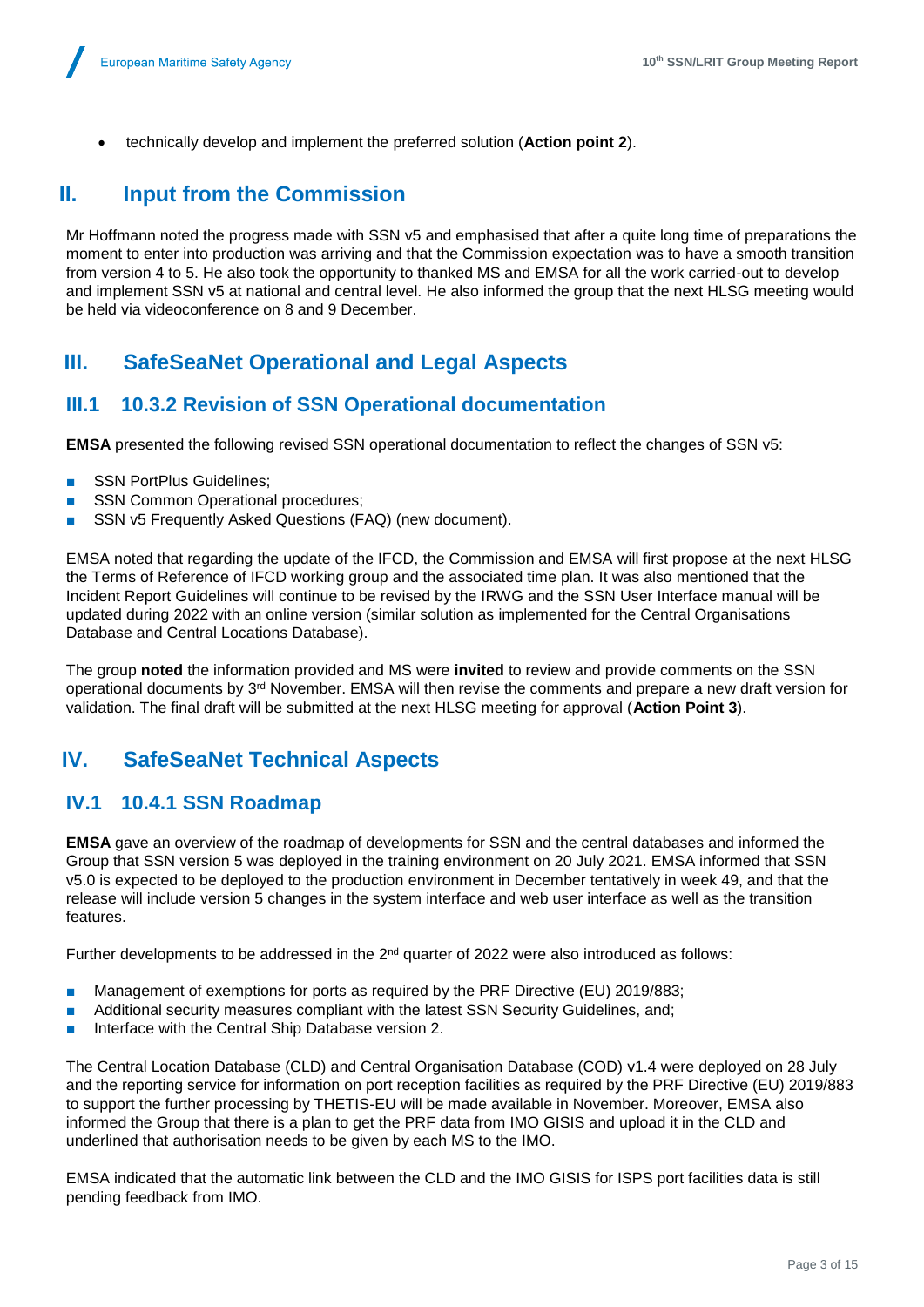- technically develop and implement the preferred solution (**Action point 2**).

## II. Input from the Commission

Mr Hoffmann noted the progress made with SSN v5 and emphasised that after a quite long time of preparations the moment to enter into production was arriving and that the Commission expectation was to have a smooth transition from version 4 to 5. He also took the opportunity to thanked MS and EMSA for all the work carried-out to develop and implement SSN v5 at national and central level. He also informed the group that the next HLSG meeting would be held via videoconference on 8 and 9 December.

## III. SafeSeaNet Operational and Legal Aspects

### III.1 10.3.2 Revision of SSN Operational documentation

**EMSA** presented the following revised SSN operational documentation to reflect the changes of SSN v5:

- SSN PortPlus Guidelines;
- SSN Common Operational procedures;
- SSN v5 Frequently Asked Questions (FAQ) (new document).

EMSA noted that regarding the update of the IFCD, the Commission and EMSA will first propose at the next HLSG the Terms of Reference of IFCD working group and the associated time plan. It was also mentioned that the Incident Report Guidelines will continue to be revised by the IRWG and the SSN User Interface manual will be updated during 2022 with an online version (similar solution as implemented for the Central Organisations Database and Central Locations Database).

The group **noted** the information provided and MS were **invited** to review and provide comments on the SSN operational documents by 3rd November. EMSA will then revise the comments and prepare a new draft version for validation. The final draft will be submitted at the next HLSG meeting for approval (**Action Point 3**).

## IV. SafeSeaNet Technical Aspects

### IV.1 10.4.1 SSN Roadmap

**EMSA** gave an overview of the roadmap of developments for SSN and the central databases and informed the Group that SSN version 5 was deployed in the training environment on 20 July 2021. EMSA informed that SSN v5.0 is expected to be deployed to the production environment in December tentatively in week 49, and that the release will include version 5 changes in the system interface and web user interface as well as the transition features.

Further developments to be addressed in the 2nd quarter of 2022 were also introduced as follows:

- Management of exemptions for ports as required by the PRF Directive (EU) 2019/883;
- Additional security measures compliant with the latest SSN Security Guidelines, and;
- Interface with the Central Ship Database version 2.

The Central Location Database (CLD) and Central Organisation Database (COD) v1.4 were deployed on 28 July and the reporting service for information on port reception facilities as required by the PRF Directive (EU) 2019/883 to support the further processing by THETIS-EU will be made available in November. Moreover, EMSA also informed the Group that there is a plan to get the PRF data from IMO GISIS and upload it in the CLD and underlined that authorisation needs to be given by each MS to the IMO.

EMSA indicated that the automatic link between the CLD and the IMO GISIS for ISPS port facilities data is still pending feedback from IMO.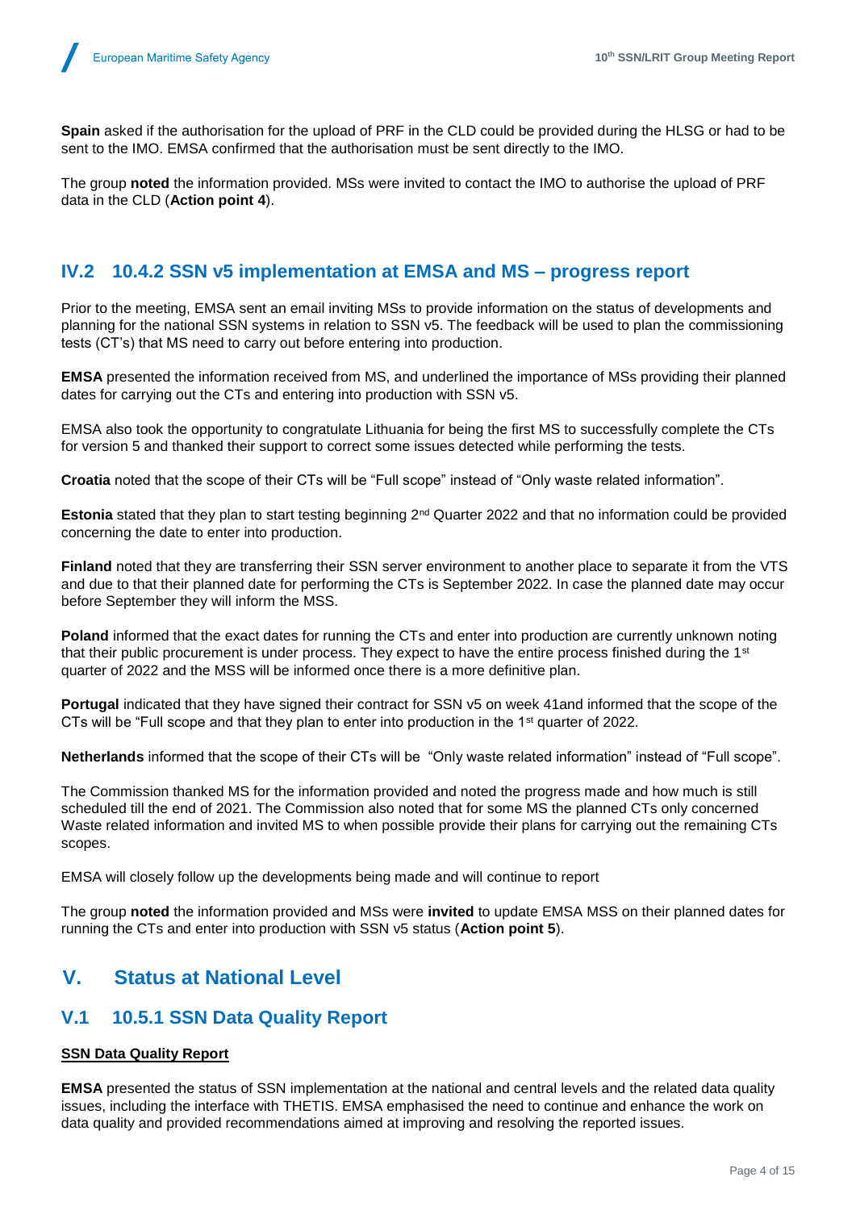**Spain** asked if the authorisation for the upload of PRF in the CLD could be provided during the HLSG or had to be sent to the IMO. EMSA confirmed that the authorisation must be sent directly to the IMO.

The group **noted** the information provided. MSs were invited to contact the IMO to authorise the upload of PRF data in the CLD (**Action point 4**).

## IV.2 10.4.2 SSN v5 implementation at EMSA and MS – progress report

Prior to the meeting, EMSA sent an email inviting MSs to provide information on the status of developments and planning for the national SSN systems in relation to SSN v5. The feedback will be used to plan the commissioning tests (CT's) that MS need to carry out before entering into production.

**EMSA** presented the information received from MS, and underlined the importance of MSs providing their planned dates for carrying out the CTs and entering into production with SSN v5.

EMSA also took the opportunity to congratulate Lithuania for being the first MS to successfully complete the CTs for version 5 and thanked their support to correct some issues detected while performing the tests.

**Croatia** noted that the scope of their CTs will be "Full scope" instead of "Only waste related information".

**Estonia** stated that they plan to start testing beginning 2nd Quarter 2022 and that no information could be provided concerning the date to enter into production.

**Finland** noted that they are transferring their SSN server environment to another place to separate it from the VTS and due to that their planned date for performing the CTs is September 2022. In case the planned date may occur before September they will inform the MSS.

**Poland** informed that the exact dates for running the CTs and enter into production are currently unknown noting that their public procurement is under process. They expect to have the entire process finished during the 1st quarter of 2022 and the MSS will be informed once there is a more definitive plan.

**Portugal** indicated that they have signed their contract for SSN v5 on week 41and informed that the scope of the CTs will be "Full scope and that they plan to enter into production in the 1st quarter of 2022.

**Netherlands** informed that the scope of their CTs will be "Only waste related information" instead of "Full scope".

The Commission thanked MS for the information provided and noted the progress made and how much is still scheduled till the end of 2021. The Commission also noted that for some MS the planned CTs only concerned Waste related information and invited MS to when possible provide their plans for carrying out the remaining CTs scopes.

EMSA will closely follow up the developments being made and will continue to report

The group **noted** the information provided and MSs were **invited** to update EMSA MSS on their planned dates for running the CTs and enter into production with SSN v5 status (**Action point 5**).

# V. Status at National Level

## V.1 10.5.1 SSN Data Quality Report

**SSN Data Quality Report**

**EMSA** presented the status of SSN implementation at the national and central levels and the related data quality issues, including the interface with THETIS. EMSA emphasised the need to continue and enhance the work on data quality and provided recommendations aimed at improving and resolving the reported issues.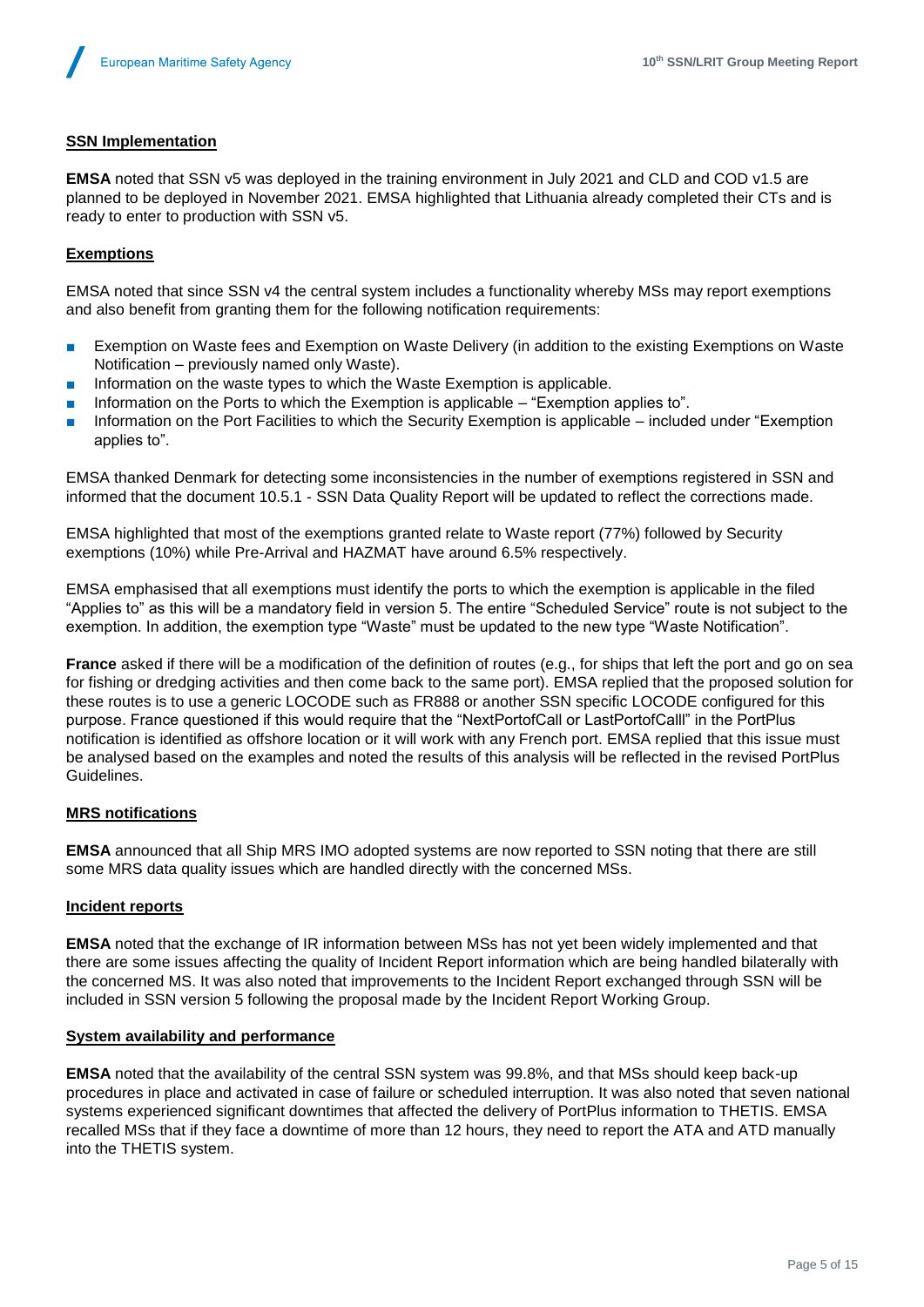**SSN Implementation**

**EMSA** noted that SSN v5 was deployed in the training environment in July 2021 and CLD and COD v1.5 are planned to be deployed in November 2021. EMSA highlighted that Lithuania already completed their CTs and is ready to enter to production with SSN v5.

**Exemptions**

EMSA noted that since SSN v4 the central system includes a functionality whereby MSs may report exemptions and also benefit from granting them for the following notification requirements:

- Exemption on Waste fees and Exemption on Waste Delivery (in addition to the existing Exemptions on Waste Notification – previously named only Waste).
- Information on the waste types to which the Waste Exemption is applicable.
- Information on the Ports to which the Exemption is applicable – "Exemption applies to".
- Information on the Port Facilities to which the Security Exemption is applicable – included under "Exemption applies to".

EMSA thanked Denmark for detecting some inconsistencies in the number of exemptions registered in SSN and informed that the document 10.5.1 - SSN Data Quality Report will be updated to reflect the corrections made.

EMSA highlighted that most of the exemptions granted relate to Waste report (77%) followed by Security exemptions (10%) while Pre-Arrival and HAZMAT have around 6.5% respectively.

EMSA emphasised that all exemptions must identify the ports to which the exemption is applicable in the filed "Applies to" as this will be a mandatory field in version 5. The entire "Scheduled Service" route is not subject to the exemption. In addition, the exemption type "Waste" must be updated to the new type "Waste Notification".

**France** asked if there will be a modification of the definition of routes (e.g., for ships that left the port and go on sea for fishing or dredging activities and then come back to the same port). EMSA replied that the proposed solution for these routes is to use a generic LOCODE such as FR888 or another SSN specific LOCODE configured for this purpose. France questioned if this would require that the "NextPortofCall or LastPortofCalll" in the PortPlus notification is identified as offshore location or it will work with any French port. EMSA replied that this issue must be analysed based on the examples and noted the results of this analysis will be reflected in the revised PortPlus Guidelines.

**MRS notifications**

**EMSA** announced that all Ship MRS IMO adopted systems are now reported to SSN noting that there are still some MRS data quality issues which are handled directly with the concerned MSs.

**Incident reports**

**EMSA** noted that the exchange of IR information between MSs has not yet been widely implemented and that there are some issues affecting the quality of Incident Report information which are being handled bilaterally with the concerned MS. It was also noted that improvements to the Incident Report exchanged through SSN will be included in SSN version 5 following the proposal made by the Incident Report Working Group.

**System availability and performance**

**EMSA** noted that the availability of the central SSN system was 99.8%, and that MSs should keep back-up procedures in place and activated in case of failure or scheduled interruption. It was also noted that seven national systems experienced significant downtimes that affected the delivery of PortPlus information to THETIS. EMSA recalled MSs that if they face a downtime of more than 12 hours, they need to report the ATA and ATD manually into the THETIS system.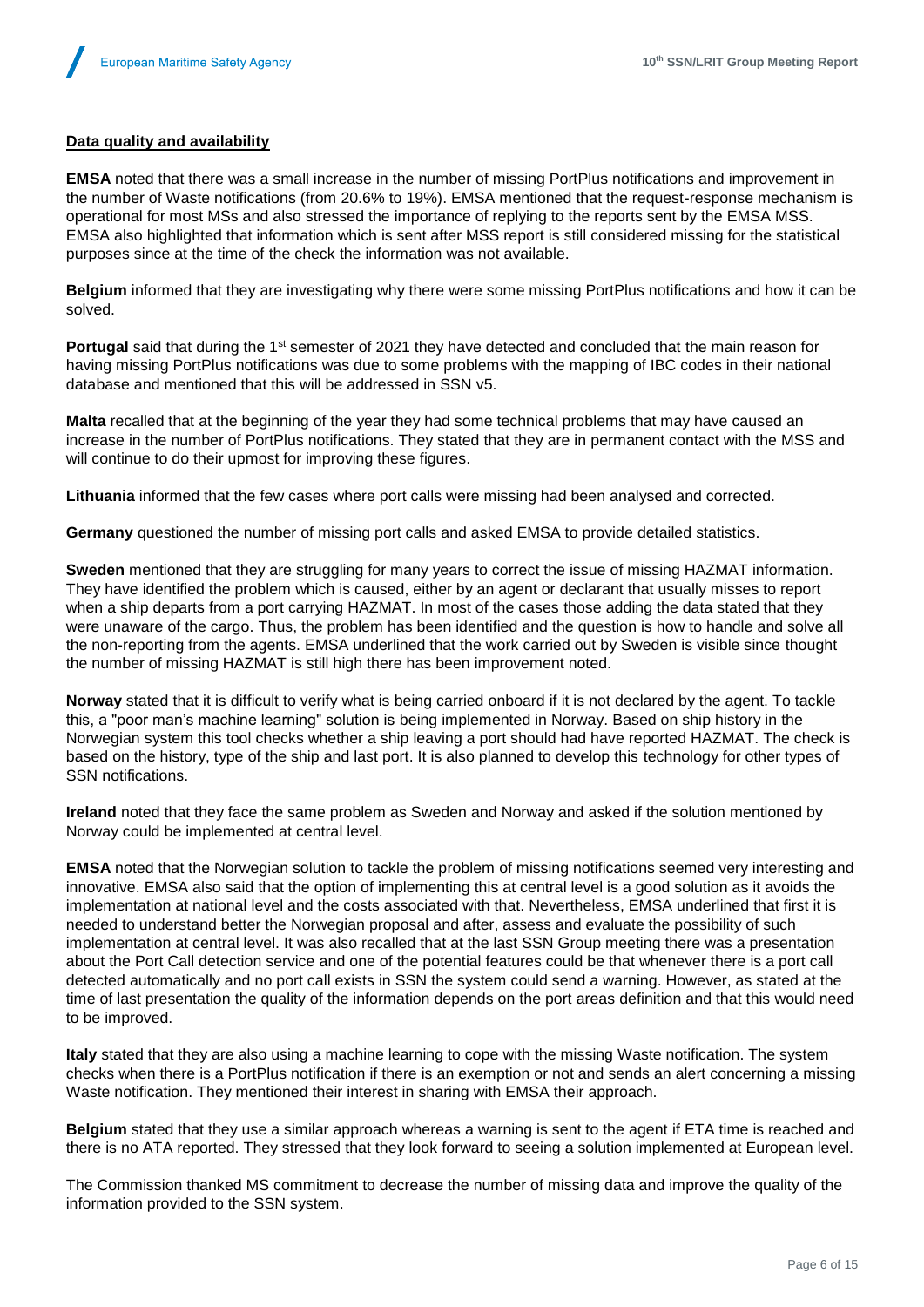**Data quality and availability**

**EMSA** noted that there was a small increase in the number of missing PortPlus notifications and improvement in the number of Waste notifications (from 20.6% to 19%). EMSA mentioned that the request-response mechanism is operational for most MSs and also stressed the importance of replying to the reports sent by the EMSA MSS. EMSA also highlighted that information which is sent after MSS report is still considered missing for the statistical purposes since at the time of the check the information was not available.

**Belgium** informed that they are investigating why there were some missing PortPlus notifications and how it can be solved.

**Portugal** said that during the 1st semester of 2021 they have detected and concluded that the main reason for having missing PortPlus notifications was due to some problems with the mapping of IBC codes in their national database and mentioned that this will be addressed in SSN v5.

**Malta** recalled that at the beginning of the year they had some technical problems that may have caused an increase in the number of PortPlus notifications. They stated that they are in permanent contact with the MSS and will continue to do their upmost for improving these figures.

**Lithuania** informed that the few cases where port calls were missing had been analysed and corrected.

**Germany** questioned the number of missing port calls and asked EMSA to provide detailed statistics.

**Sweden** mentioned that they are struggling for many years to correct the issue of missing HAZMAT information. They have identified the problem which is caused, either by an agent or declarant that usually misses to report when a ship departs from a port carrying HAZMAT. In most of the cases those adding the data stated that they were unaware of the cargo. Thus, the problem has been identified and the question is how to handle and solve all the non-reporting from the agents. EMSA underlined that the work carried out by Sweden is visible since thought the number of missing HAZMAT is still high there has been improvement noted.

**Norway** stated that it is difficult to verify what is being carried onboard if it is not declared by the agent. To tackle this, a "poor man's machine learning" solution is being implemented in Norway. Based on ship history in the Norwegian system this tool checks whether a ship leaving a port should had have reported HAZMAT. The check is based on the history, type of the ship and last port. It is also planned to develop this technology for other types of SSN notifications.

**Ireland** noted that they face the same problem as Sweden and Norway and asked if the solution mentioned by Norway could be implemented at central level.

**EMSA** noted that the Norwegian solution to tackle the problem of missing notifications seemed very interesting and innovative. EMSA also said that the option of implementing this at central level is a good solution as it avoids the implementation at national level and the costs associated with that. Nevertheless, EMSA underlined that first it is needed to understand better the Norwegian proposal and after, assess and evaluate the possibility of such implementation at central level. It was also recalled that at the last SSN Group meeting there was a presentation about the Port Call detection service and one of the potential features could be that whenever there is a port call detected automatically and no port call exists in SSN the system could send a warning. However, as stated at the time of last presentation the quality of the information depends on the port areas definition and that this would need to be improved.

**Italy** stated that they are also using a machine learning to cope with the missing Waste notification. The system checks when there is a PortPlus notification if there is an exemption or not and sends an alert concerning a missing Waste notification. They mentioned their interest in sharing with EMSA their approach.

**Belgium** stated that they use a similar approach whereas a warning is sent to the agent if ETA time is reached and there is no ATA reported. They stressed that they look forward to seeing a solution implemented at European level.

The Commission thanked MS commitment to decrease the number of missing data and improve the quality of the information provided to the SSN system.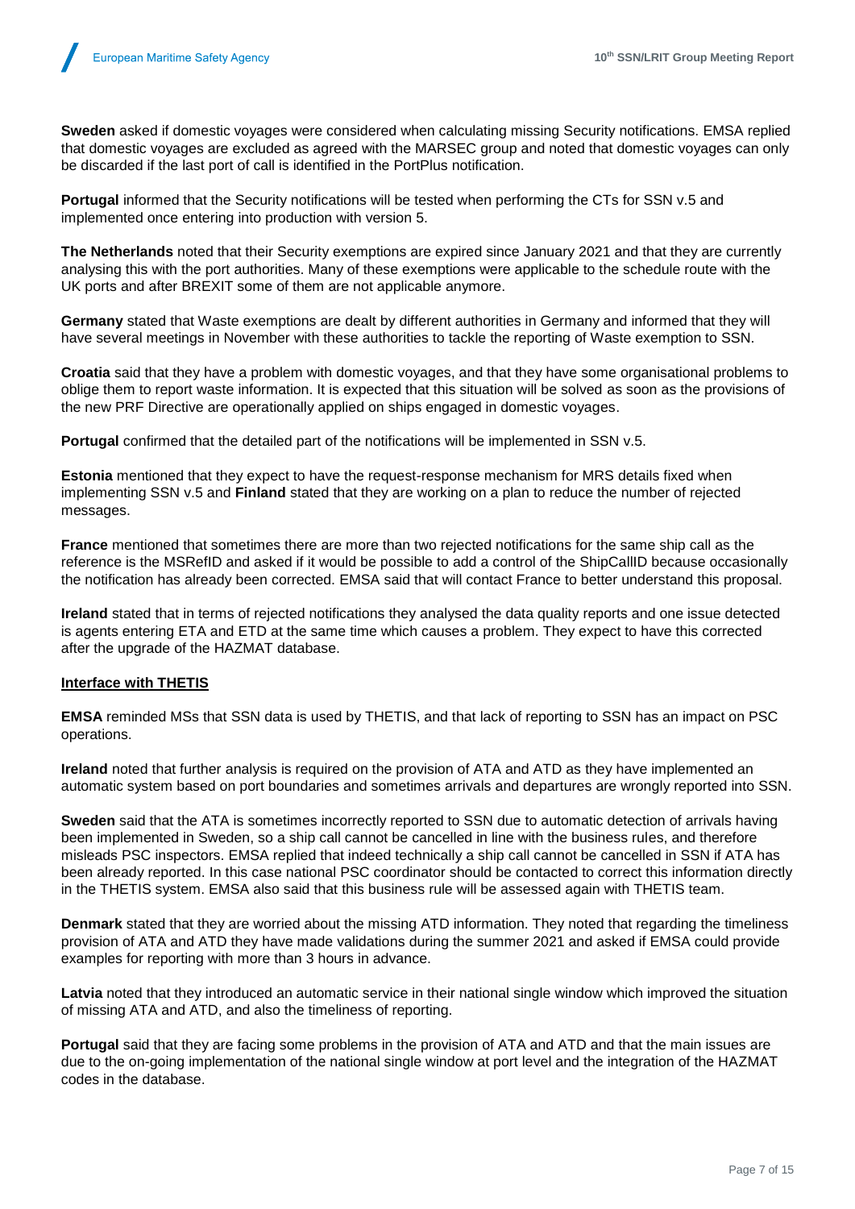**Sweden** asked if domestic voyages were considered when calculating missing Security notifications. EMSA replied that domestic voyages are excluded as agreed with the MARSEC group and noted that domestic voyages can only be discarded if the last port of call is identified in the PortPlus notification.

**Portugal** informed that the Security notifications will be tested when performing the CTs for SSN v.5 and implemented once entering into production with version 5.

**The Netherlands** noted that their Security exemptions are expired since January 2021 and that they are currently analysing this with the port authorities. Many of these exemptions were applicable to the schedule route with the UK ports and after BREXIT some of them are not applicable anymore.

**Germany** stated that Waste exemptions are dealt by different authorities in Germany and informed that they will have several meetings in November with these authorities to tackle the reporting of Waste exemption to SSN.

**Croatia** said that they have a problem with domestic voyages, and that they have some organisational problems to oblige them to report waste information. It is expected that this situation will be solved as soon as the provisions of the new PRF Directive are operationally applied on ships engaged in domestic voyages.

**Portugal** confirmed that the detailed part of the notifications will be implemented in SSN v.5.

**Estonia** mentioned that they expect to have the request-response mechanism for MRS details fixed when implementing SSN v.5 and **Finland** stated that they are working on a plan to reduce the number of rejected messages.

**France** mentioned that sometimes there are more than two rejected notifications for the same ship call as the reference is the MSRefID and asked if it would be possible to add a control of the ShipCallID because occasionally the notification has already been corrected. EMSA said that will contact France to better understand this proposal.

**Ireland** stated that in terms of rejected notifications they analysed the data quality reports and one issue detected is agents entering ETA and ETD at the same time which causes a problem. They expect to have this corrected after the upgrade of the HAZMAT database.

**Interface with THETIS**

**EMSA** reminded MSs that SSN data is used by THETIS, and that lack of reporting to SSN has an impact on PSC operations.

**Ireland** noted that further analysis is required on the provision of ATA and ATD as they have implemented an automatic system based on port boundaries and sometimes arrivals and departures are wrongly reported into SSN.

**Sweden** said that the ATA is sometimes incorrectly reported to SSN due to automatic detection of arrivals having been implemented in Sweden, so a ship call cannot be cancelled in line with the business rules, and therefore misleads PSC inspectors. EMSA replied that indeed technically a ship call cannot be cancelled in SSN if ATA has been already reported. In this case national PSC coordinator should be contacted to correct this information directly in the THETIS system. EMSA also said that this business rule will be assessed again with THETIS team.

**Denmark** stated that they are worried about the missing ATD information. They noted that regarding the timeliness provision of ATA and ATD they have made validations during the summer 2021 and asked if EMSA could provide examples for reporting with more than 3 hours in advance.

**Latvia** noted that they introduced an automatic service in their national single window which improved the situation of missing ATA and ATD, and also the timeliness of reporting.

**Portugal** said that they are facing some problems in the provision of ATA and ATD and that the main issues are due to the on-going implementation of the national single window at port level and the integration of the HAZMAT codes in the database.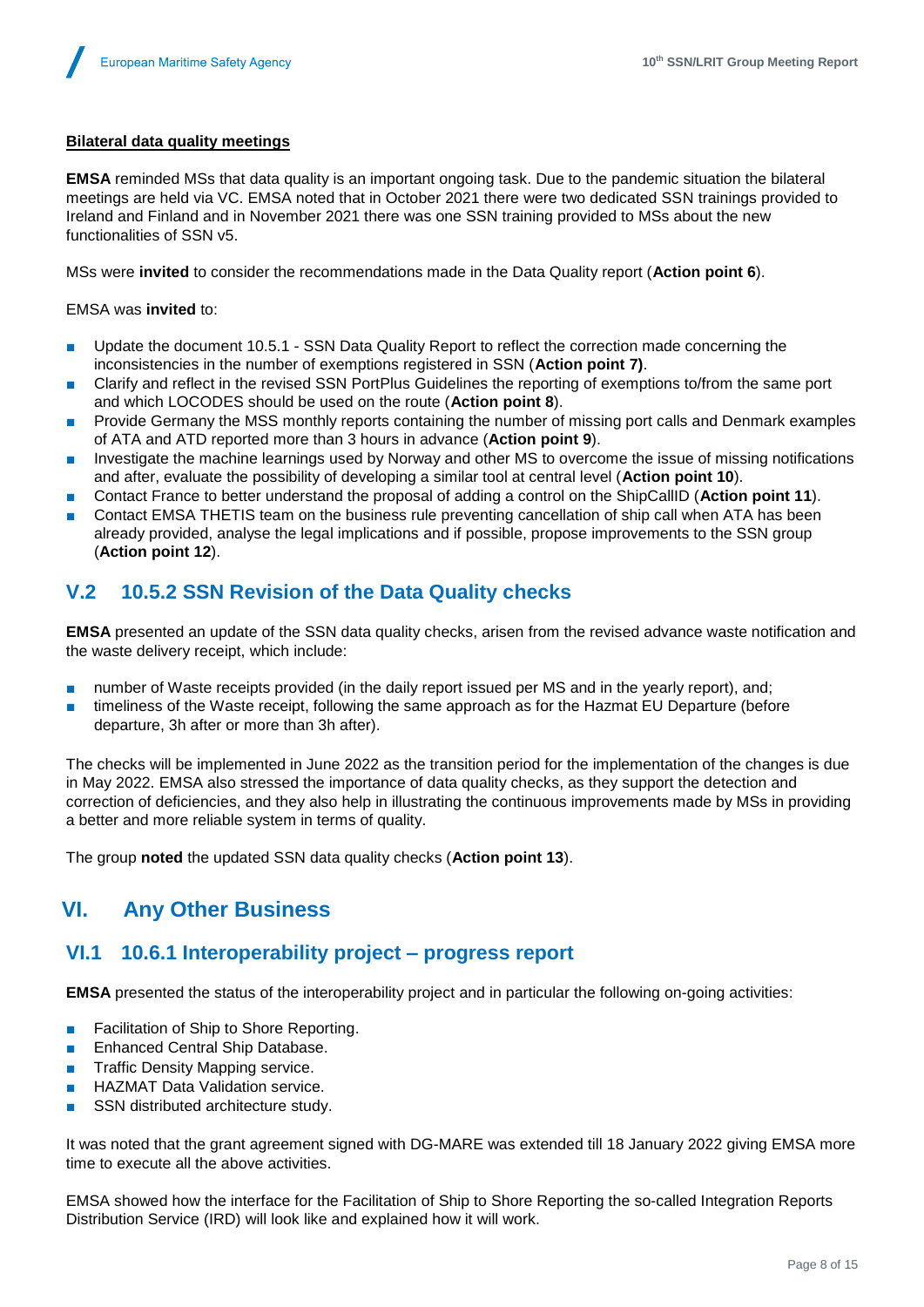**Bilateral data quality meetings**

**EMSA** reminded MSs that data quality is an important ongoing task. Due to the pandemic situation the bilateral meetings are held via VC. EMSA noted that in October 2021 there were two dedicated SSN trainings provided to Ireland and Finland and in November 2021 there was one SSN training provided to MSs about the new functionalities of SSN v5.

MSs were **invited** to consider the recommendations made in the Data Quality report (**Action point 6**).

EMSA was **invited** to:

- Update the document 10.5.1 - SSN Data Quality Report to reflect the correction made concerning the inconsistencies in the number of exemptions registered in SSN (**Action point 7)**.
- Clarify and reflect in the revised SSN PortPlus Guidelines the reporting of exemptions to/from the same port and which LOCODES should be used on the route (**Action point 8**).
- Provide Germany the MSS monthly reports containing the number of missing port calls and Denmark examples of ATA and ATD reported more than 3 hours in advance (**Action point 9**).
- Investigate the machine learnings used by Norway and other MS to overcome the issue of missing notifications and after, evaluate the possibility of developing a similar tool at central level (**Action point 10**).
- Contact France to better understand the proposal of adding a control on the ShipCallID (**Action point 11**).
- Contact EMSA THETIS team on the business rule preventing cancellation of ship call when ATA has been already provided, analyse the legal implications and if possible, propose improvements to the SSN group (**Action point 12**).

## V.2 10.5.2 SSN Revision of the Data Quality checks

**EMSA** presented an update of the SSN data quality checks, arisen from the revised advance waste notification and the waste delivery receipt, which include:

- number of Waste receipts provided (in the daily report issued per MS and in the yearly report), and;
- timeliness of the Waste receipt, following the same approach as for the Hazmat EU Departure (before departure, 3h after or more than 3h after).

The checks will be implemented in June 2022 as the transition period for the implementation of the changes is due in May 2022. EMSA also stressed the importance of data quality checks, as they support the detection and correction of deficiencies, and they also help in illustrating the continuous improvements made by MSs in providing a better and more reliable system in terms of quality.

The group **noted** the updated SSN data quality checks (**Action point 13**).

# VI. Any Other Business

## VI.1 10.6.1 Interoperability project – progress report

**EMSA** presented the status of the interoperability project and in particular the following on-going activities:

- Facilitation of Ship to Shore Reporting.
- Enhanced Central Ship Database.
- Traffic Density Mapping service.
- HAZMAT Data Validation service.
- SSN distributed architecture study.

It was noted that the grant agreement signed with DG-MARE was extended till 18 January 2022 giving EMSA more time to execute all the above activities.

EMSA showed how the interface for the Facilitation of Ship to Shore Reporting the so-called Integration Reports Distribution Service (IRD) will look like and explained how it will work.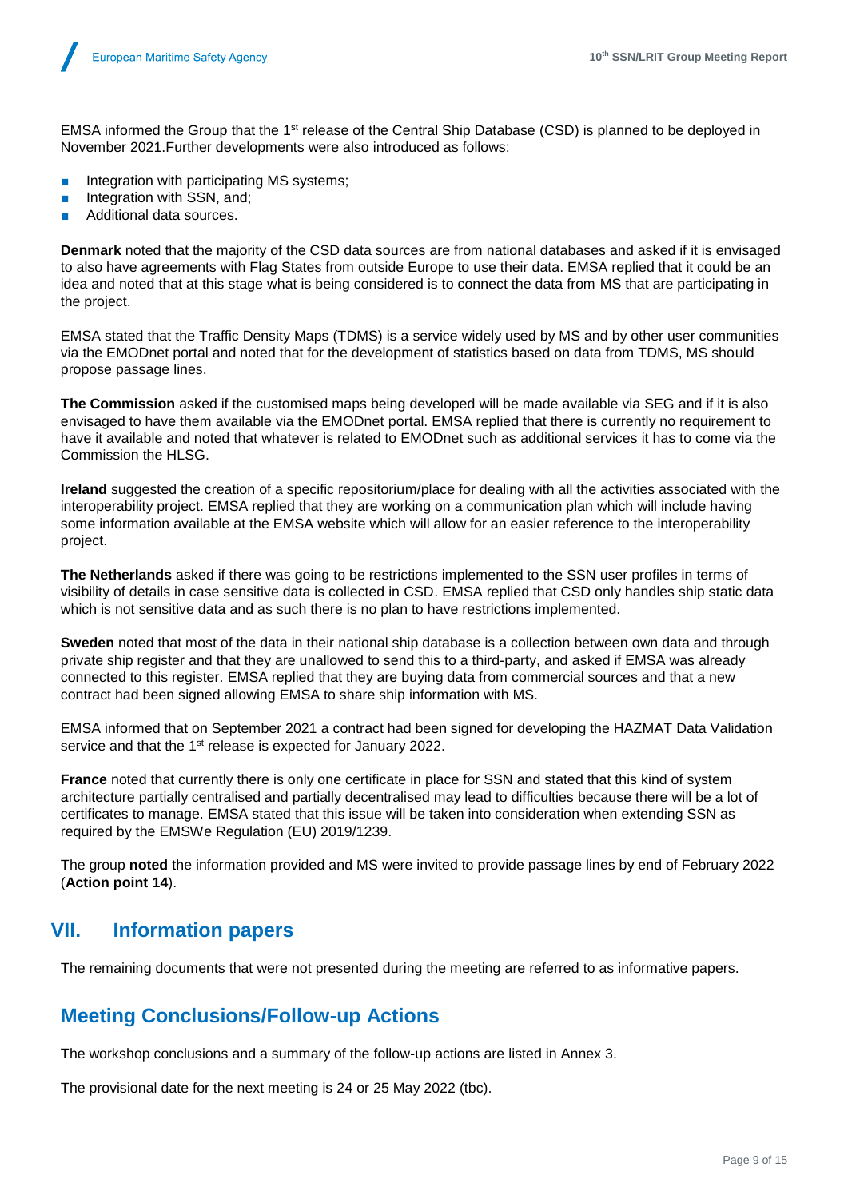EMSA informed the Group that the 1st release of the Central Ship Database (CSD) is planned to be deployed in November 2021.Further developments were also introduced as follows:

- Integration with participating MS systems;
- Integration with SSN, and;
- Additional data sources.

**Denmark** noted that the majority of the CSD data sources are from national databases and asked if it is envisaged to also have agreements with Flag States from outside Europe to use their data. EMSA replied that it could be an idea and noted that at this stage what is being considered is to connect the data from MS that are participating in the project.

EMSA stated that the Traffic Density Maps (TDMS) is a service widely used by MS and by other user communities via the EMODnet portal and noted that for the development of statistics based on data from TDMS, MS should propose passage lines.

**The Commission** asked if the customised maps being developed will be made available via SEG and if it is also envisaged to have them available via the EMODnet portal. EMSA replied that there is currently no requirement to have it available and noted that whatever is related to EMODnet such as additional services it has to come via the Commission the HLSG.

**Ireland** suggested the creation of a specific repositorium/place for dealing with all the activities associated with the interoperability project. EMSA replied that they are working on a communication plan which will include having some information available at the EMSA website which will allow for an easier reference to the interoperability project.

**The Netherlands** asked if there was going to be restrictions implemented to the SSN user profiles in terms of visibility of details in case sensitive data is collected in CSD. EMSA replied that CSD only handles ship static data which is not sensitive data and as such there is no plan to have restrictions implemented.

**Sweden** noted that most of the data in their national ship database is a collection between own data and through private ship register and that they are unallowed to send this to a third-party, and asked if EMSA was already connected to this register. EMSA replied that they are buying data from commercial sources and that a new contract had been signed allowing EMSA to share ship information with MS.

EMSA informed that on September 2021 a contract had been signed for developing the HAZMAT Data Validation service and that the 1st release is expected for January 2022.

**France** noted that currently there is only one certificate in place for SSN and stated that this kind of system architecture partially centralised and partially decentralised may lead to difficulties because there will be a lot of certificates to manage. EMSA stated that this issue will be taken into consideration when extending SSN as required by the EMSWe Regulation (EU) 2019/1239.

The group **noted** the information provided and MS were invited to provide passage lines by end of February 2022 (**Action point 14**).

## VII. Information papers

The remaining documents that were not presented during the meeting are referred to as informative papers.

## Meeting Conclusions/Follow-up Actions

The workshop conclusions and a summary of the follow-up actions are listed in Annex 3.

The provisional date for the next meeting is 24 or 25 May 2022 (tbc).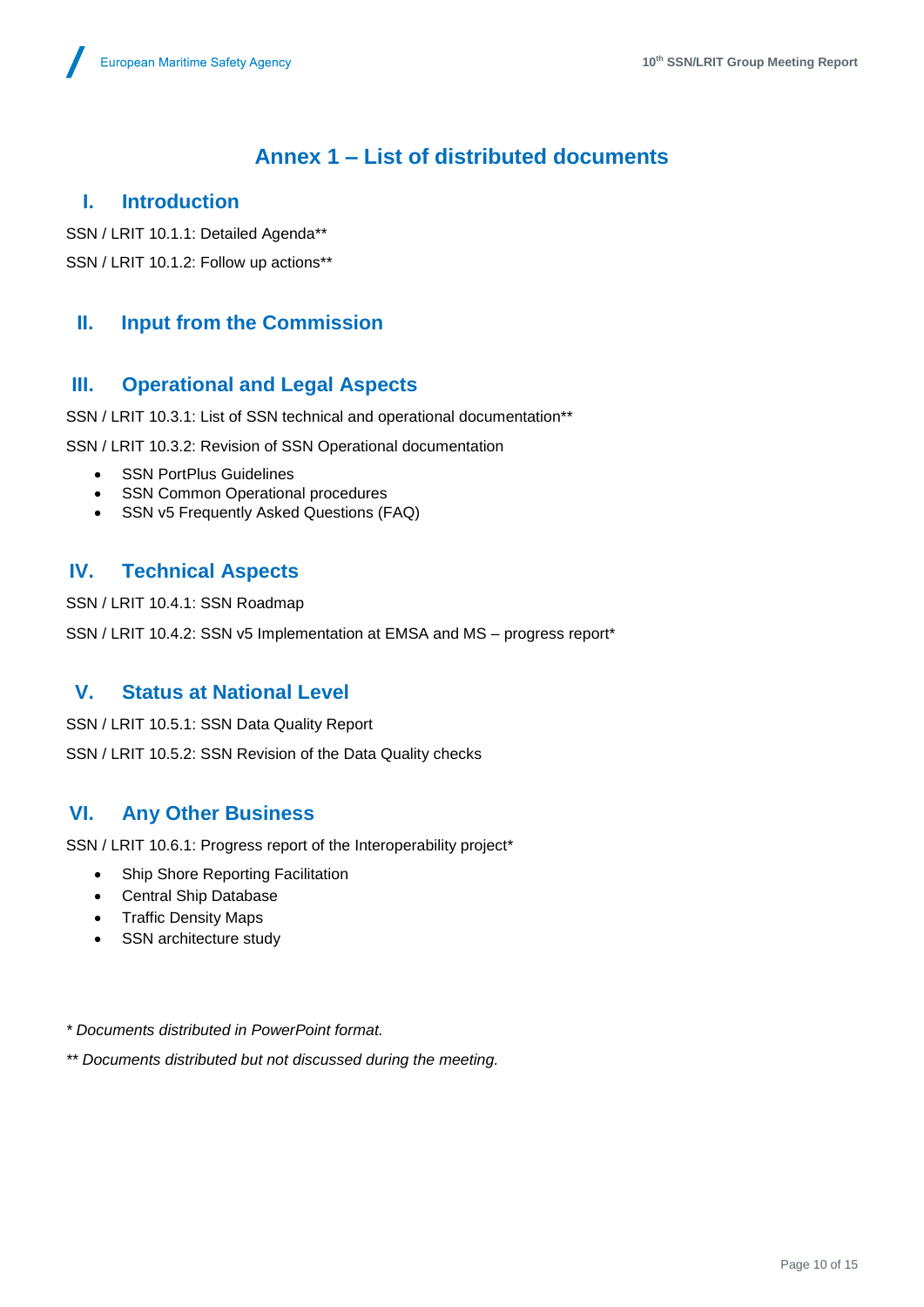# Annex 1 – List of distributed documents

## I. Introduction

SSN / LRIT 10.1.1: Detailed Agenda**

SSN / LRIT 10.1.2: Follow up actions**

## II. Input from the Commission

## III. Operational and Legal Aspects

SSN / LRIT 10.3.1: List of SSN technical and operational documentation**

SSN / LRIT 10.3.2: Revision of SSN Operational documentation

- SSN PortPlus Guidelines
- SSN Common Operational procedures
- SSN v5 Frequently Asked Questions (FAQ)

## IV. Technical Aspects

SSN / LRIT 10.4.1: SSN Roadmap

SSN / LRIT 10.4.2: SSN v5 Implementation at EMSA and MS – progress report*

## V. Status at National Level

SSN / LRIT 10.5.1: SSN Data Quality Report

SSN / LRIT 10.5.2: SSN Revision of the Data Quality checks

## VI. Any Other Business

SSN / LRIT 10.6.1: Progress report of the Interoperability project*

- Ship Shore Reporting Facilitation
- Central Ship Database
- Traffic Density Maps
- SSN architecture study

*\* Documents distributed in PowerPoint format.*

*\*\* Documents distributed but not discussed during the meeting.*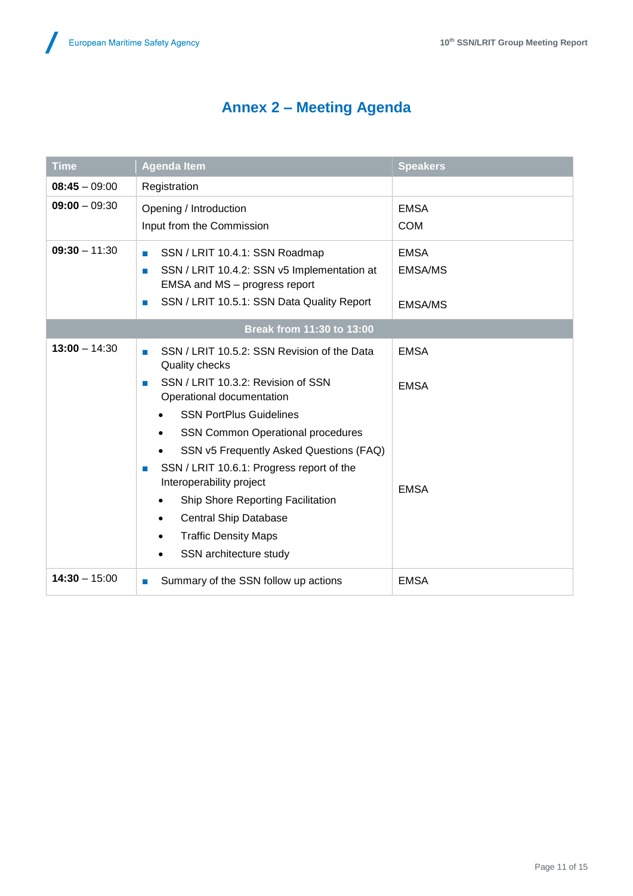# Annex 2 – Meeting Agenda

| Time | Agenda Item | Speakers |
|---|---|---|
| **08:45** – 09:00 | Registration | |
| **09:00** – 09:30 | Opening / Introduction<br>Input from the Commission | EMSA<br>COM |
| **09:30** – 11:30 | ■ SSN / LRIT 10.4.1: SSN Roadmap<br>■ SSN / LRIT 10.4.2: SSN v5 Implementation at EMSA and MS – progress report<br>■ SSN / LRIT 10.5.1: SSN Data Quality Report | EMSA<br>EMSA/MS<br>EMSA/MS |
| **Break from 11:30 to 13:00** | | |
| **13:00** – 14:30 | ■ SSN / LRIT 10.5.2: SSN Revision of the Data Quality checks<br>■ SSN / LRIT 10.3.2: Revision of SSN Operational documentation<br>• SSN PortPlus Guidelines<br>• SSN Common Operational procedures<br>• SSN v5 Frequently Asked Questions (FAQ)<br>■ SSN / LRIT 10.6.1: Progress report of the Interoperability project<br>• Ship Shore Reporting Facilitation<br>• Central Ship Database<br>• Traffic Density Maps<br>• SSN architecture study | EMSA<br>EMSA<br>EMSA |
| **14:30** – 15:00 | ■ Summary of the SSN follow up actions | EMSA |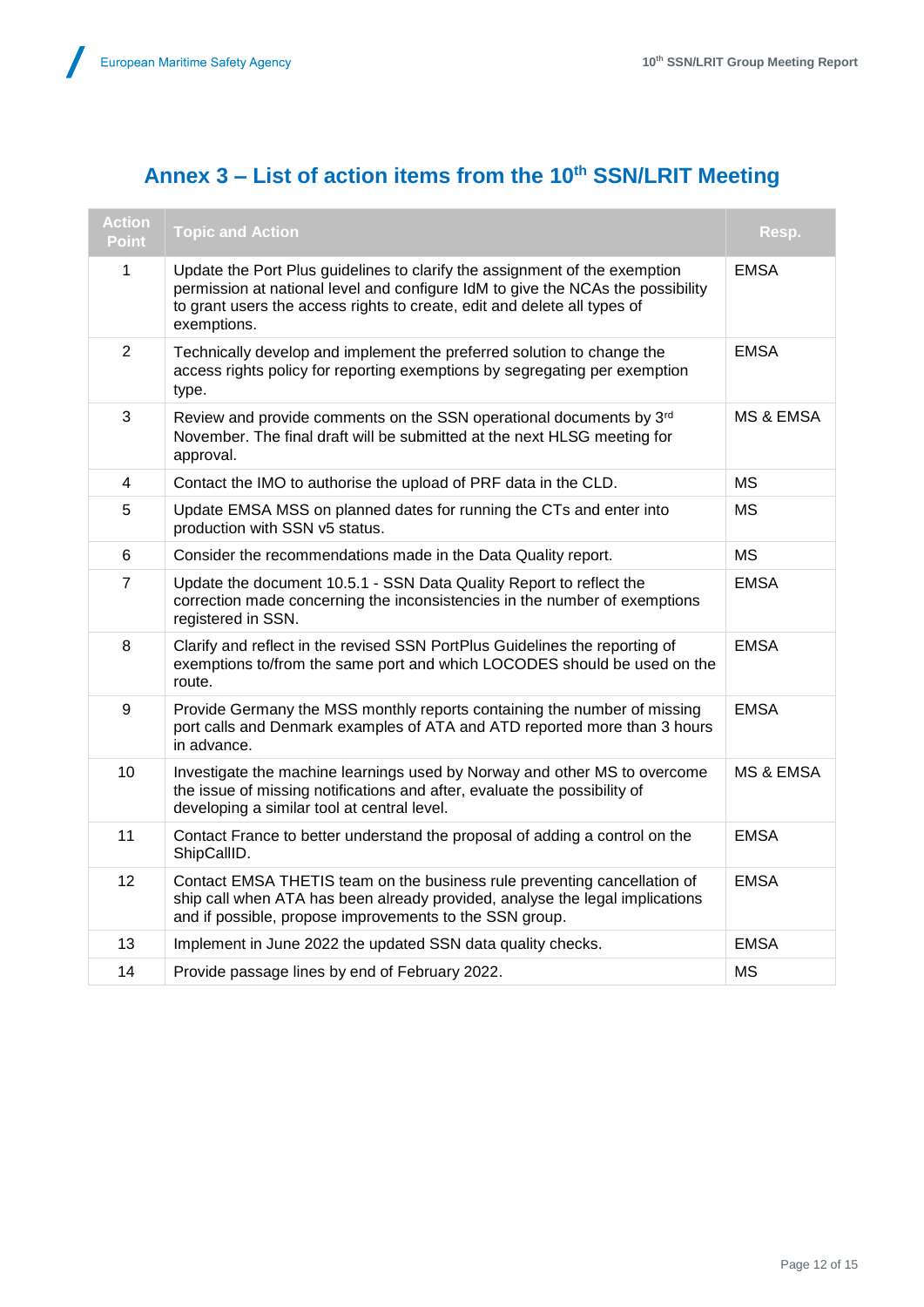## Annex 3 – List of action items from the 10th SSN/LRIT Meeting

| Action Point | Topic and Action | Resp. |
|---|---|---|
| 1 | Update the Port Plus guidelines to clarify the assignment of the exemption permission at national level and configure IdM to give the NCAs the possibility to grant users the access rights to create, edit and delete all types of exemptions. | EMSA |
| 2 | Technically develop and implement the preferred solution to change the access rights policy for reporting exemptions by segregating per exemption type. | EMSA |
| 3 | Review and provide comments on the SSN operational documents by 3rd November. The final draft will be submitted at the next HLSG meeting for approval. | MS & EMSA |
| 4 | Contact the IMO to authorise the upload of PRF data in the CLD. | MS |
| 5 | Update EMSA MSS on planned dates for running the CTs and enter into production with SSN v5 status. | MS |
| 6 | Consider the recommendations made in the Data Quality report. | MS |
| 7 | Update the document 10.5.1 - SSN Data Quality Report to reflect the correction made concerning the inconsistencies in the number of exemptions registered in SSN. | EMSA |
| 8 | Clarify and reflect in the revised SSN PortPlus Guidelines the reporting of exemptions to/from the same port and which LOCODES should be used on the route. | EMSA |
| 9 | Provide Germany the MSS monthly reports containing the number of missing port calls and Denmark examples of ATA and ATD reported more than 3 hours in advance. | EMSA |
| 10 | Investigate the machine learnings used by Norway and other MS to overcome the issue of missing notifications and after, evaluate the possibility of developing a similar tool at central level. | MS & EMSA |
| 11 | Contact France to better understand the proposal of adding a control on the ShipCallID. | EMSA |
| 12 | Contact EMSA THETIS team on the business rule preventing cancellation of ship call when ATA has been already provided, analyse the legal implications and if possible, propose improvements to the SSN group. | EMSA |
| 13 | Implement in June 2022 the updated SSN data quality checks. | EMSA |
| 14 | Provide passage lines by end of February 2022. | MS |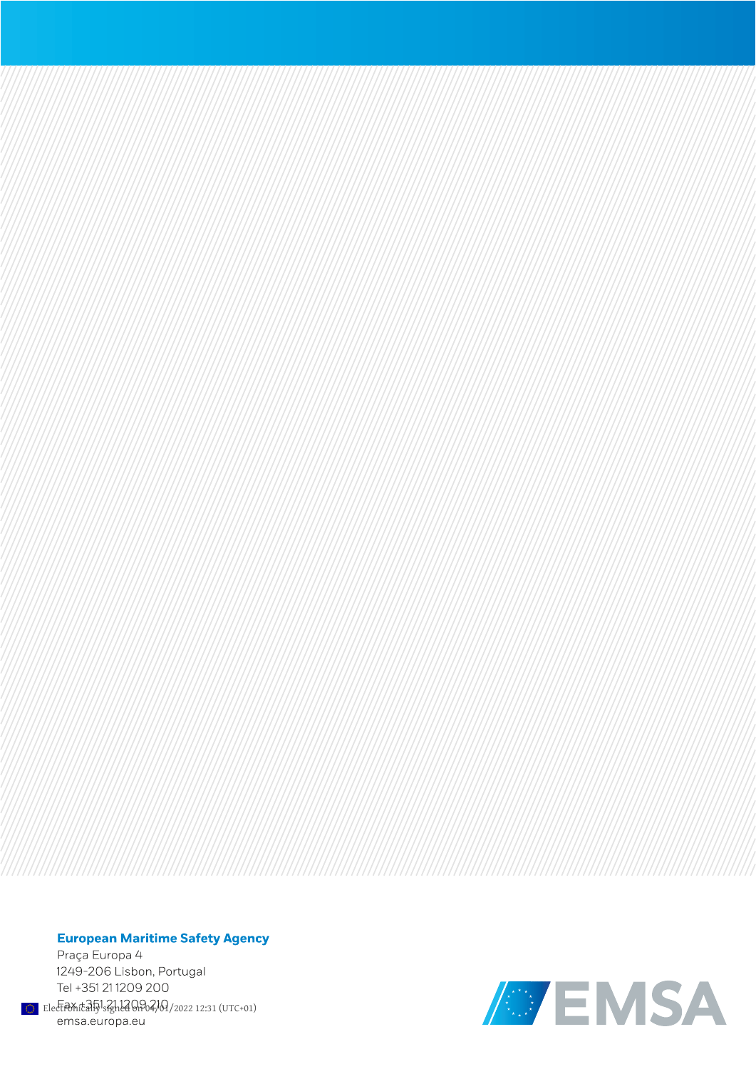**European Maritime Safety Agency**

Praça Europa 4
1249-206 Lisbon, Portugal
Tel +351 21 1209 200
Fax +351 21 1209 210
emsa.europa.eu

Electronically signed on 04/01/2022 12:31 (UTC+01)

EMSA